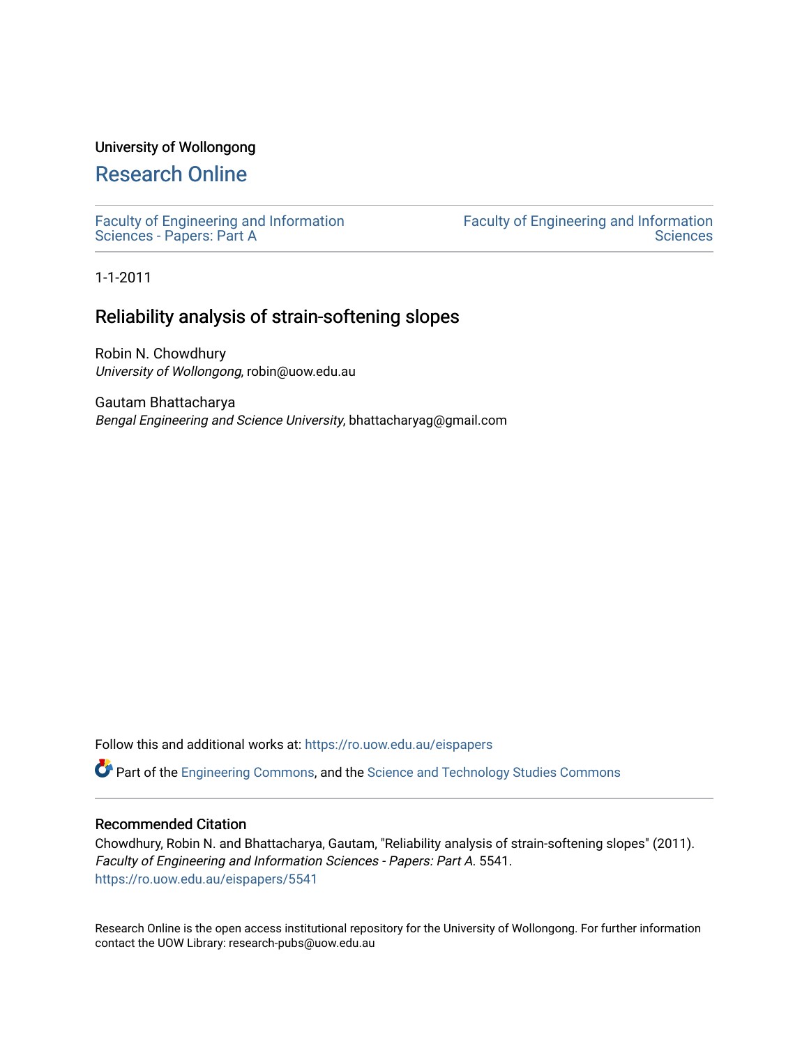University of Wollongong

# Research Online

Faculty of Engineering and Information Sciences - Papers: Part A

Faculty of Engineering and Information Sciences

1-1-2011

## Reliability analysis of strain-softening slopes

Robin N. Chowdhury
*University of Wollongong*, robin@uow.edu.au

Gautam Bhattacharya
*Bengal Engineering and Science University*, bhattacharyag@gmail.com

Follow this and additional works at: https://ro.uow.edu.au/eispapers

Part of the Engineering Commons, and the Science and Technology Studies Commons

### Recommended Citation

Chowdhury, Robin N. and Bhattacharya, Gautam, "Reliability analysis of strain-softening slopes" (2011). *Faculty of Engineering and Information Sciences - Papers: Part A*. 5541.
https://ro.uow.edu.au/eispapers/5541

Research Online is the open access institutional repository for the University of Wollongong. For further information contact the UOW Library: research-pubs@uow.edu.au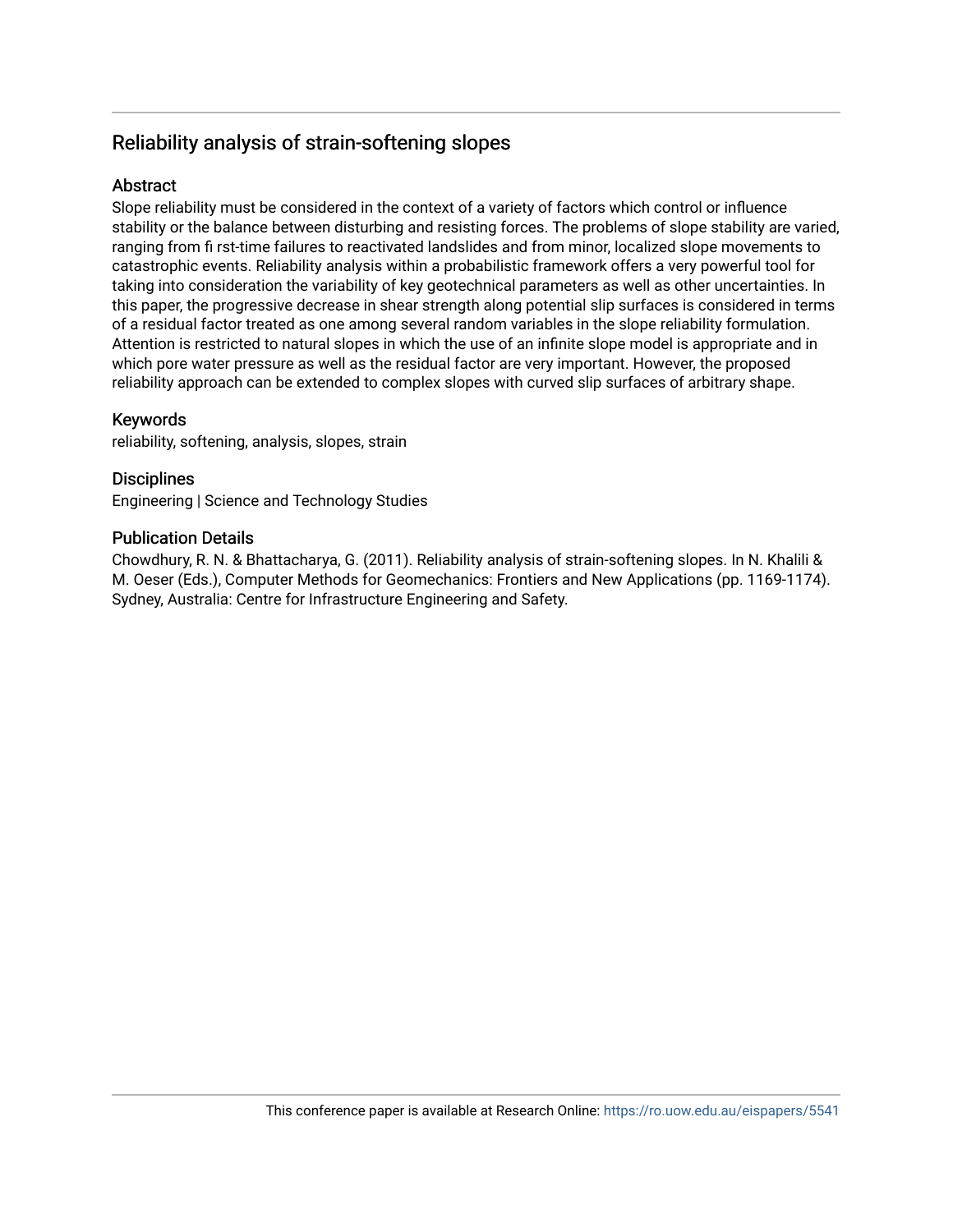## Reliability analysis of strain-softening slopes

### Abstract

Slope reliability must be considered in the context of a variety of factors which control or influence stability or the balance between disturbing and resisting forces. The problems of slope stability are varied, ranging from fi rst-time failures to reactivated landslides and from minor, localized slope movements to catastrophic events. Reliability analysis within a probabilistic framework offers a very powerful tool for taking into consideration the variability of key geotechnical parameters as well as other uncertainties. In this paper, the progressive decrease in shear strength along potential slip surfaces is considered in terms of a residual factor treated as one among several random variables in the slope reliability formulation. Attention is restricted to natural slopes in which the use of an infinite slope model is appropriate and in which pore water pressure as well as the residual factor are very important. However, the proposed reliability approach can be extended to complex slopes with curved slip surfaces of arbitrary shape.

### Keywords

reliability, softening, analysis, slopes, strain

### Disciplines

Engineering | Science and Technology Studies

### Publication Details

Chowdhury, R. N. & Bhattacharya, G. (2011). Reliability analysis of strain-softening slopes. In N. Khalili & M. Oeser (Eds.), Computer Methods for Geomechanics: Frontiers and New Applications (pp. 1169-1174). Sydney, Australia: Centre for Infrastructure Engineering and Safety.

This conference paper is available at Research Online: https://ro.uow.edu.au/eispapers/5541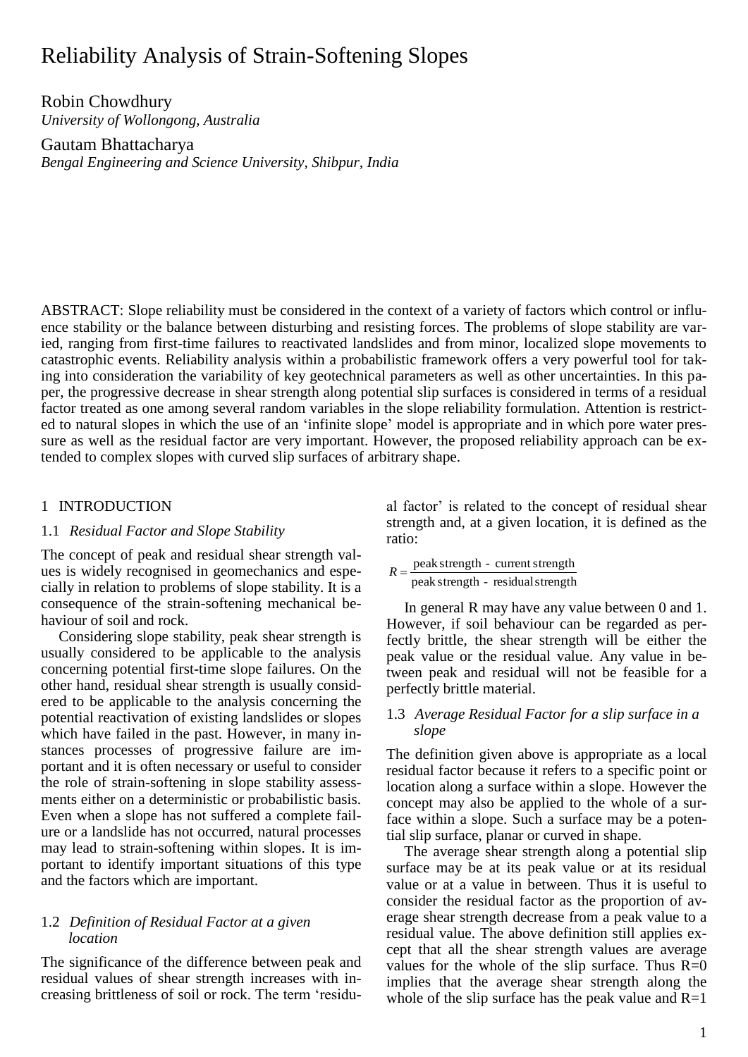# Reliability Analysis of Strain-Softening Slopes

Robin Chowdhury
*University of Wollongong, Australia*

Gautam Bhattacharya
*Bengal Engineering and Science University, Shibpur, India*

ABSTRACT: Slope reliability must be considered in the context of a variety of factors which control or influence stability or the balance between disturbing and resisting forces. The problems of slope stability are varied, ranging from first-time failures to reactivated landslides and from minor, localized slope movements to catastrophic events. Reliability analysis within a probabilistic framework offers a very powerful tool for taking into consideration the variability of key geotechnical parameters as well as other uncertainties. In this paper, the progressive decrease in shear strength along potential slip surfaces is considered in terms of a residual factor treated as one among several random variables in the slope reliability formulation. Attention is restricted to natural slopes in which the use of an 'infinite slope' model is appropriate and in which pore water pressure as well as the residual factor are very important. However, the proposed reliability approach can be extended to complex slopes with curved slip surfaces of arbitrary shape.

## 1 INTRODUCTION

### 1.1 *Residual Factor and Slope Stability*

The concept of peak and residual shear strength values is widely recognised in geomechanics and especially in relation to problems of slope stability. It is a consequence of the strain-softening mechanical behaviour of soil and rock.

Considering slope stability, peak shear strength is usually considered to be applicable to the analysis concerning potential first-time slope failures. On the other hand, residual shear strength is usually considered to be applicable to the analysis concerning the potential reactivation of existing landslides or slopes which have failed in the past. However, in many instances processes of progressive failure are important and it is often necessary or useful to consider the role of strain-softening in slope stability assessments either on a deterministic or probabilistic basis. Even when a slope has not suffered a complete failure or a landslide has not occurred, natural processes may lead to strain-softening within slopes. It is important to identify important situations of this type and the factors which are important.

### 1.2 *Definition of Residual Factor at a given location*

The significance of the difference between peak and residual values of shear strength increases with increasing brittleness of soil or rock. The term 'residual factor' is related to the concept of residual shear strength and, at a given location, it is defined as the ratio:

$$R = \frac{\text{peak strength - current strength}}{\text{peak strength - residual strength}}$$

In general R may have any value between 0 and 1. However, if soil behaviour can be regarded as perfectly brittle, the shear strength will be either the peak value or the residual value. Any value in between peak and residual will not be feasible for a perfectly brittle material.

### 1.3 *Average Residual Factor for a slip surface in a slope*

The definition given above is appropriate as a local residual factor because it refers to a specific point or location along a surface within a slope. However the concept may also be applied to the whole of a surface within a slope. Such a surface may be a potential slip surface, planar or curved in shape.

The average shear strength along a potential slip surface may be at its peak value or at its residual value or at a value in between. Thus it is useful to consider the residual factor as the proportion of average shear strength decrease from a peak value to a residual value. The above definition still applies except that all the shear strength values are average values for the whole of the slip surface. Thus R=0 implies that the average shear strength along the whole of the slip surface has the peak value and R=1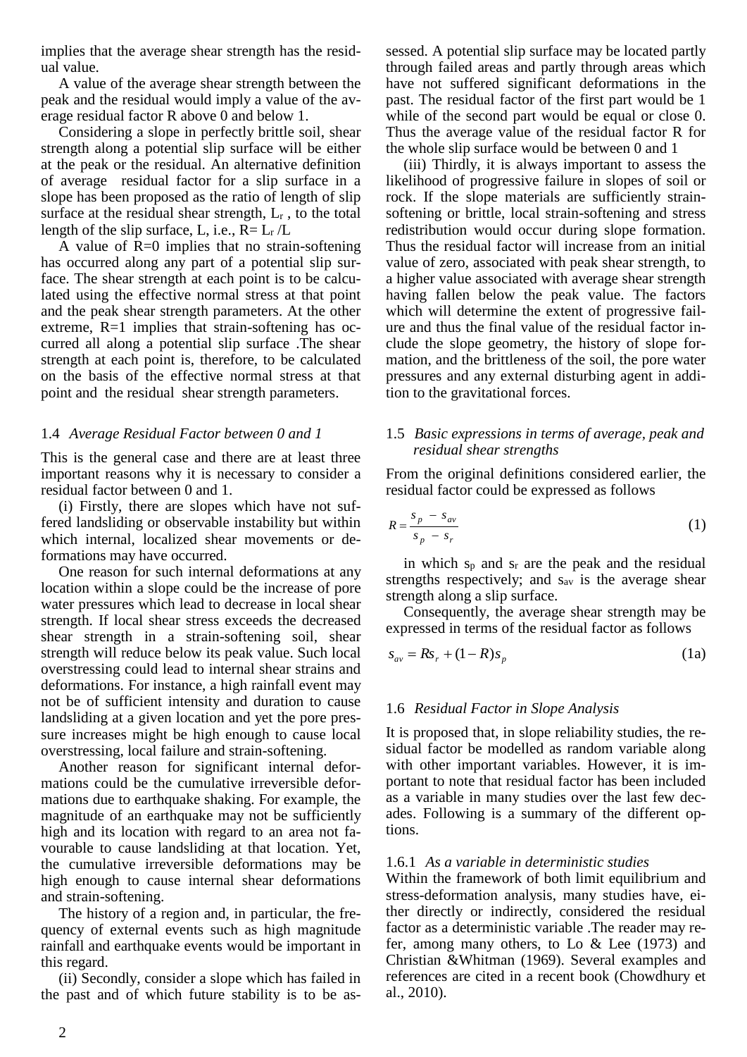implies that the average shear strength has the residual value.

A value of the average shear strength between the peak and the residual would imply a value of the average residual factor R above 0 and below 1.

Considering a slope in perfectly brittle soil, shear strength along a potential slip surface will be either at the peak or the residual. An alternative definition of average residual factor for a slip surface in a slope has been proposed as the ratio of length of slip surface at the residual shear strength, $L_r$ , to the total length of the slip surface, L, i.e., $R= L_r /L$

A value of R=0 implies that no strain-softening has occurred along any part of a potential slip surface. The shear strength at each point is to be calculated using the effective normal stress at that point and the peak shear strength parameters. At the other extreme, R=1 implies that strain-softening has occurred all along a potential slip surface .The shear strength at each point is, therefore, to be calculated on the basis of the effective normal stress at that point and the residual shear strength parameters.

### 1.4 *Average Residual Factor between 0 and 1*

This is the general case and there are at least three important reasons why it is necessary to consider a residual factor between 0 and 1.

(i) Firstly, there are slopes which have not suffered landsliding or observable instability but within which internal, localized shear movements or deformations may have occurred.

One reason for such internal deformations at any location within a slope could be the increase of pore water pressures which lead to decrease in local shear strength. If local shear stress exceeds the decreased shear strength in a strain-softening soil, shear strength will reduce below its peak value. Such local overstressing could lead to internal shear strains and deformations. For instance, a high rainfall event may not be of sufficient intensity and duration to cause landsliding at a given location and yet the pore pressure increases might be high enough to cause local overstressing, local failure and strain-softening.

Another reason for significant internal deformations could be the cumulative irreversible deformations due to earthquake shaking. For example, the magnitude of an earthquake may not be sufficiently high and its location with regard to an area not favourable to cause landsliding at that location. Yet, the cumulative irreversible deformations may be high enough to cause internal shear deformations and strain-softening.

The history of a region and, in particular, the frequency of external events such as high magnitude rainfall and earthquake events would be important in this regard.

(ii) Secondly, consider a slope which has failed in the past and of which future stability is to be assessed. A potential slip surface may be located partly through failed areas and partly through areas which have not suffered significant deformations in the past. The residual factor of the first part would be 1 while of the second part would be equal or close 0. Thus the average value of the residual factor R for the whole slip surface would be between 0 and 1

(iii) Thirdly, it is always important to assess the likelihood of progressive failure in slopes of soil or rock. If the slope materials are sufficiently strain-softening or brittle, local strain-softening and stress redistribution would occur during slope formation. Thus the residual factor will increase from an initial value of zero, associated with peak shear strength, to a higher value associated with average shear strength having fallen below the peak value. The factors which will determine the extent of progressive failure and thus the final value of the residual factor include the slope geometry, the history of slope formation, and the brittleness of the soil, the pore water pressures and any external disturbing agent in addition to the gravitational forces.

### 1.5 *Basic expressions in terms of average, peak and residual shear strengths*

From the original definitions considered earlier, the residual factor could be expressed as follows

$$R = \frac{s_p - s_{av}}{s_p - s_r} \tag{1}$$

in which $s_p$ and $s_r$ are the peak and the residual strengths respectively; and $s_{av}$ is the average shear strength along a slip surface.

Consequently, the average shear strength may be expressed in terms of the residual factor as follows

$$s_{av} = Rs_r + (1-R)s_p \tag{1a}$$

### 1.6 *Residual Factor in Slope Analysis*

It is proposed that, in slope reliability studies, the residual factor be modelled as random variable along with other important variables. However, it is important to note that residual factor has been included as a variable in many studies over the last few decades. Following is a summary of the different options.

#### 1.6.1 *As a variable in deterministic studies*

Within the framework of both limit equilibrium and stress-deformation analysis, many studies have, either directly or indirectly, considered the residual factor as a deterministic variable .The reader may refer, among many others, to Lo & Lee (1973) and Christian &Whitman (1969). Several examples and references are cited in a recent book (Chowdhury et al., 2010).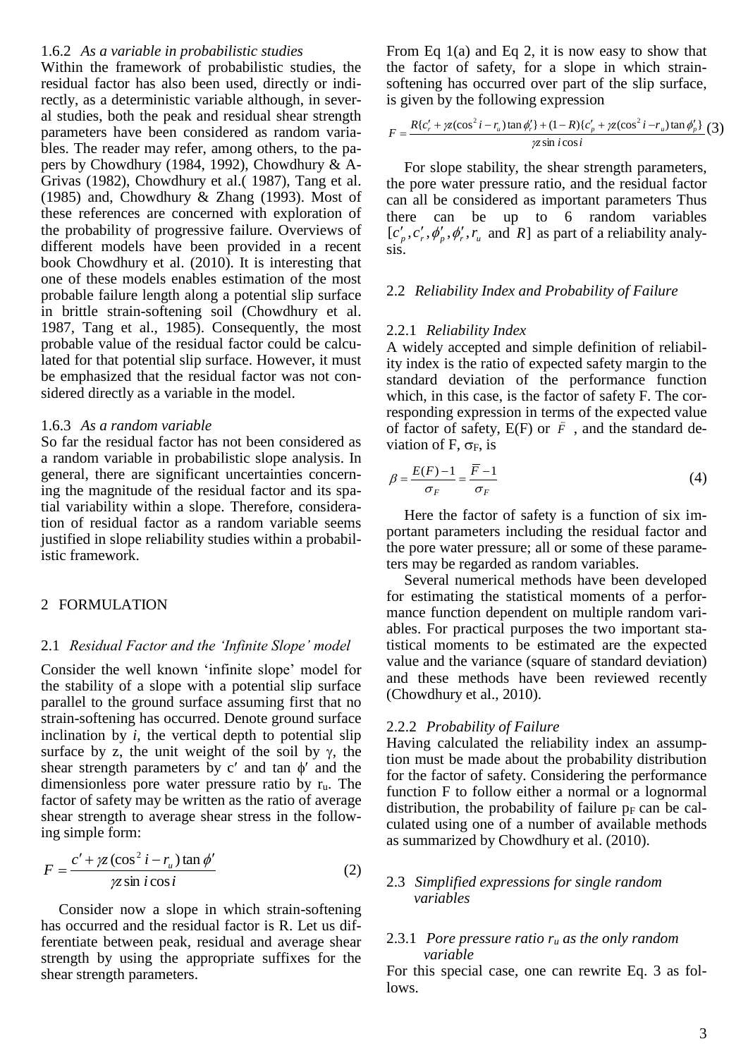### 1.6.2 *As a variable in probabilistic studies*

Within the framework of probabilistic studies, the residual factor has also been used, directly or indirectly, as a deterministic variable although, in several studies, both the peak and residual shear strength parameters have been considered as random variables. The reader may refer, among others, to the papers by Chowdhury (1984, 1992), Chowdhury & A-Grivas (1982), Chowdhury et al.( 1987), Tang et al. (1985) and, Chowdhury & Zhang (1993). Most of these references are concerned with exploration of the probability of progressive failure. Overviews of different models have been provided in a recent book Chowdhury et al. (2010). It is interesting that one of these models enables estimation of the most probable failure length along a potential slip surface in brittle strain-softening soil (Chowdhury et al. 1987, Tang et al., 1985). Consequently, the most probable value of the residual factor could be calculated for that potential slip surface. However, it must be emphasized that the residual factor was not considered directly as a variable in the model.

### 1.6.3 *As a random variable*

So far the residual factor has not been considered as a random variable in probabilistic slope analysis. In general, there are significant uncertainties concerning the magnitude of the residual factor and its spatial variability within a slope. Therefore, consideration of residual factor as a random variable seems justified in slope reliability studies within a probabilistic framework.

## 2 FORMULATION

### 2.1 *Residual Factor and the 'Infinite Slope' model*

Consider the well known 'infinite slope' model for the stability of a slope with a potential slip surface parallel to the ground surface assuming first that no strain-softening has occurred. Denote ground surface inclination by *i*, the vertical depth to potential slip surface by z, the unit weight of the soil by $\gamma$, the shear strength parameters by $c'$ and $\tan\phi'$ and the dimensionless pore water pressure ratio by $r_u$. The factor of safety may be written as the ratio of average shear strength to average shear stress in the following simple form:

$$F = \frac{c' + \gamma z(\cos^2 i - r_u)\tan\phi'}{\gamma z \sin i \cos i} \qquad (2)$$

Consider now a slope in which strain-softening has occurred and the residual factor is R. Let us differentiate between peak, residual and average shear strength by using the appropriate suffixes for the shear strength parameters.

From Eq 1(a) and Eq 2, it is now easy to show that the factor of safety, for a slope in which strain-softening has occurred over part of the slip surface, is given by the following expression

$$F = \frac{R\{c'_r + \gamma z(\cos^2 i - r_u)\tan\phi'_r\} + (1-R)\{c'_p + \gamma z(\cos^2 i - r_u)\tan\phi'_p\}}{\gamma z \sin i \cos i} \qquad (3)$$

For slope stability, the shear strength parameters, the pore water pressure ratio, and the residual factor can all be considered as important parameters Thus there can be up to 6 random variables $[c'_p, c'_r, \phi'_p, \phi'_r, r_u$ and $R]$ as part of a reliability analysis.

### 2.2 *Reliability Index and Probability of Failure*

#### 2.2.1 *Reliability Index*

A widely accepted and simple definition of reliability index is the ratio of expected safety margin to the standard deviation of the performance function which, in this case, is the factor of safety F. The corresponding expression in terms of the expected value of factor of safety, E(F) or $\bar{F}$, and the standard deviation of F, $\sigma_F$, is

$$\beta = \frac{E(F)-1}{\sigma_F} = \frac{\overline{F}-1}{\sigma_F} \qquad (4)$$

Here the factor of safety is a function of six important parameters including the residual factor and the pore water pressure; all or some of these parameters may be regarded as random variables.

Several numerical methods have been developed for estimating the statistical moments of a performance function dependent on multiple random variables. For practical purposes the two important statistical moments to be estimated are the expected value and the variance (square of standard deviation) and these methods have been reviewed recently (Chowdhury et al., 2010).

#### 2.2.2 *Probability of Failure*

Having calculated the reliability index an assumption must be made about the probability distribution for the factor of safety. Considering the performance function F to follow either a normal or a lognormal distribution, the probability of failure $p_F$ can be calculated using one of a number of available methods as summarized by Chowdhury et al. (2010).

### 2.3 *Simplified expressions for single random variables*

#### 2.3.1 *Pore pressure ratio $r_u$ as the only random variable*

For this special case, one can rewrite Eq. 3 as follows.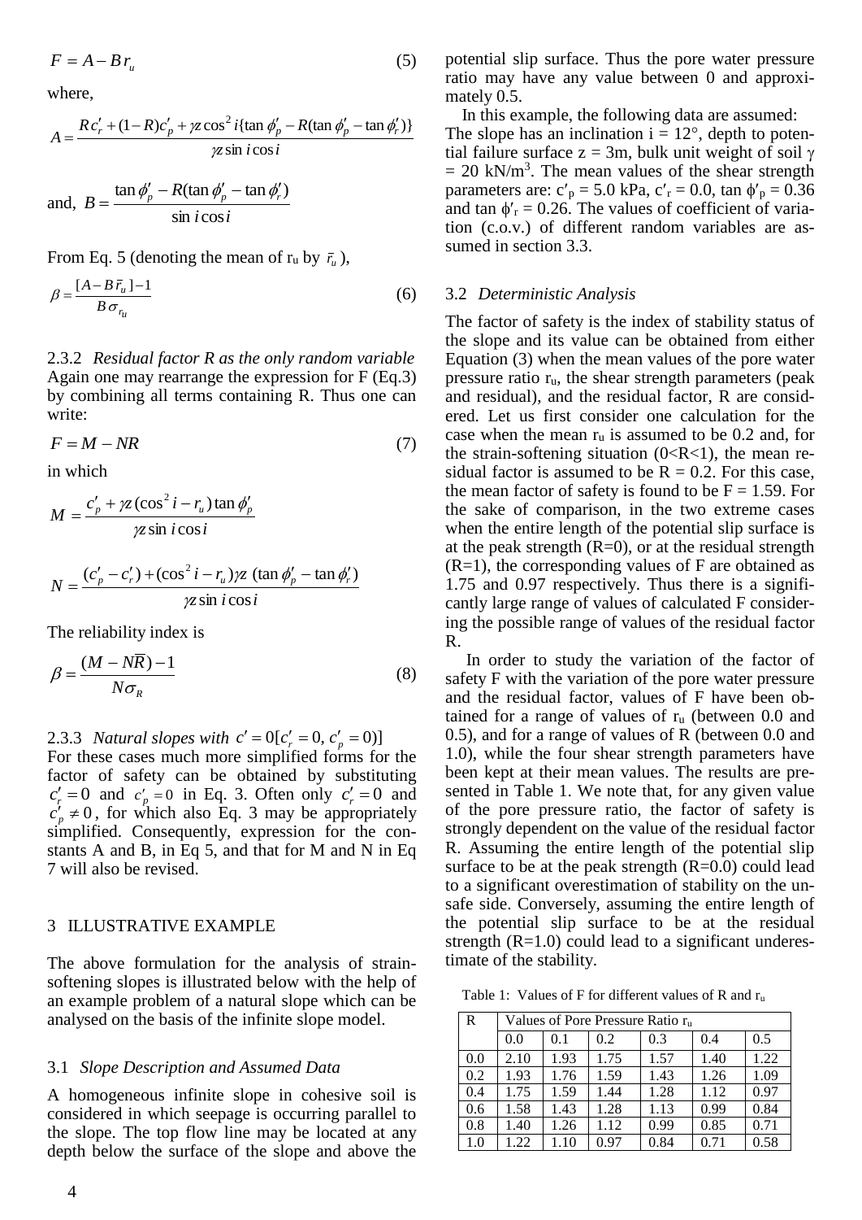$$F = A - B\, r_u \qquad (5)$$

where,

$$A = \frac{R c'_r + (1-R)c'_p + \gamma z \cos^2 i\{\tan\phi'_p - R(\tan\phi'_p - \tan\phi'_r)\}}{\gamma z \sin i \cos i}$$

and, $B = \dfrac{\tan\phi'_p - R(\tan\phi'_p - \tan\phi'_r)}{\sin i \cos i}$

From Eq. 5 (denoting the mean of $r_u$ by $\bar{r}_u$),

$$\beta = \frac{[A - B\bar{r}_u] - 1}{B\sigma_{r_u}} \qquad (6)$$

2.3.2 *Residual factor R as the only random variable*
Again one may rearrange the expression for F (Eq.3) by combining all terms containing R. Thus one can write:

$$F = M - NR \qquad (7)$$

in which

$$M = \frac{c'_p + \gamma z(\cos^2 i - r_u)\tan\phi'_p}{\gamma z \sin i \cos i}$$

$$N = \frac{(c'_p - c'_r) + (\cos^2 i - r_u)\gamma z\ (\tan\phi'_p - \tan\phi'_r)}{\gamma z \sin i \cos i}$$

The reliability index is

$$\beta = \frac{(M - N\bar{R}) - 1}{N\sigma_R} \qquad (8)$$

2.3.3 *Natural slopes with* $c' = 0[c'_r = 0,\ c'_p = 0)]$
For these cases much more simplified forms for the factor of safety can be obtained by substituting $c'_r = 0$ and $c'_p = 0$ in Eq. 3. Often only $c'_r = 0$ and $c'_p \neq 0$, for which also Eq. 3 may be appropriately simplified. Consequently, expression for the constants A and B, in Eq 5, and that for M and N in Eq 7 will also be revised.

## 3 ILLUSTRATIVE EXAMPLE

The above formulation for the analysis of strain-softening slopes is illustrated below with the help of an example problem of a natural slope which can be analysed on the basis of the infinite slope model.

### 3.1 *Slope Description and Assumed Data*

A homogeneous infinite slope in cohesive soil is considered in which seepage is occurring parallel to the slope. The top flow line may be located at any depth below the surface of the slope and above the potential slip surface. Thus the pore water pressure ratio may have any value between 0 and approximately 0.5.

In this example, the following data are assumed: The slope has an inclination $i = 12°$, depth to potential failure surface $z = 3$m, bulk unit weight of soil $\gamma = 20$ kN/m$^3$. The mean values of the shear strength parameters are: $c'_p = 5.0$ kPa, $c'_r = 0.0$, $\tan\phi'_p = 0.36$ and $\tan\phi'_r = 0.26$. The values of coefficient of variation (c.o.v.) of different random variables are assumed in section 3.3.

### 3.2 *Deterministic Analysis*

The factor of safety is the index of stability status of the slope and its value can be obtained from either Equation (3) when the mean values of the pore water pressure ratio $r_u$, the shear strength parameters (peak and residual), and the residual factor, R are considered. Let us first consider one calculation for the case when the mean $r_u$ is assumed to be 0.2 and, for the strain-softening situation (0<R<1), the mean residual factor is assumed to be R = 0.2. For this case, the mean factor of safety is found to be F = 1.59. For the sake of comparison, in the two extreme cases when the entire length of the potential slip surface is at the peak strength (R=0), or at the residual strength (R=1), the corresponding values of F are obtained as 1.75 and 0.97 respectively. Thus there is a significantly large range of values of calculated F considering the possible range of values of the residual factor R.

In order to study the variation of the factor of safety F with the variation of the pore water pressure and the residual factor, values of F have been obtained for a range of values of $r_u$ (between 0.0 and 0.5), and for a range of values of R (between 0.0 and 1.0), while the four shear strength parameters have been kept at their mean values. The results are presented in Table 1. We note that, for any given value of the pore pressure ratio, the factor of safety is strongly dependent on the value of the residual factor R. Assuming the entire length of the potential slip surface to be at the peak strength (R=0.0) could lead to a significant overestimation of stability on the unsafe side. Conversely, assuming the entire length of the potential slip surface to be at the residual strength (R=1.0) could lead to a significant underestimate of the stability.

Table 1: Values of F for different values of R and $r_u$

| R | Values of Pore Pressure Ratio $r_u$ | | | | | |
|---|---|---|---|---|---|---|
| | 0.0 | 0.1 | 0.2 | 0.3 | 0.4 | 0.5 |
| 0.0 | 2.10 | 1.93 | 1.75 | 1.57 | 1.40 | 1.22 |
| 0.2 | 1.93 | 1.76 | 1.59 | 1.43 | 1.26 | 1.09 |
| 0.4 | 1.75 | 1.59 | 1.44 | 1.28 | 1.12 | 0.97 |
| 0.6 | 1.58 | 1.43 | 1.28 | 1.13 | 0.99 | 0.84 |
| 0.8 | 1.40 | 1.26 | 1.12 | 0.99 | 0.85 | 0.71 |
| 1.0 | 1.22 | 1.10 | 0.97 | 0.84 | 0.71 | 0.58 |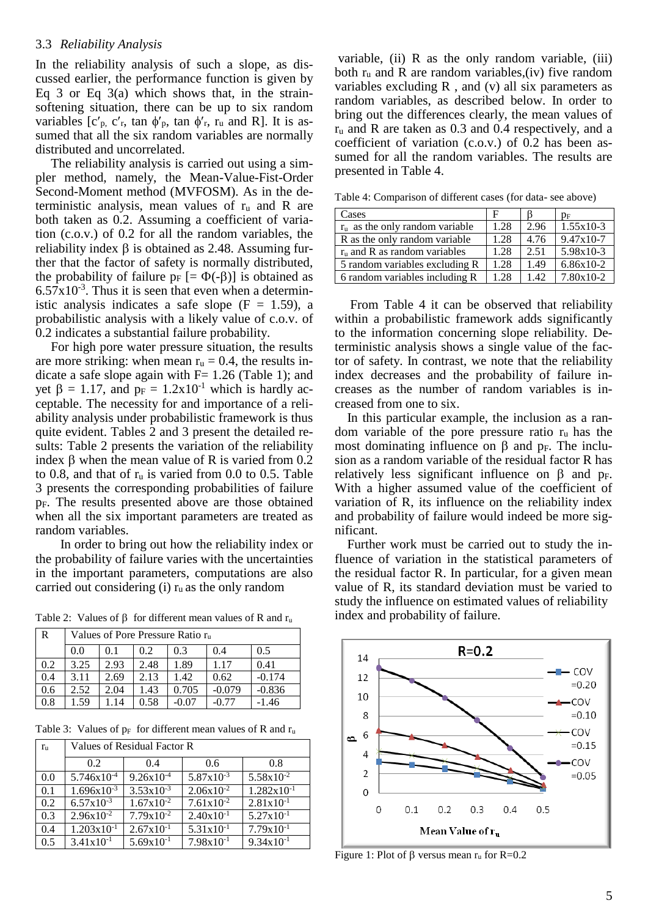### 3.3 *Reliability Analysis*

In the reliability analysis of such a slope, as discussed earlier, the performance function is given by Eq 3 or Eq 3(a) which shows that, in the strain-softening situation, there can be up to six random variables [$c'_p$, $c'_r$, $\tan\phi'_p$, $\tan\phi'_r$, $r_u$ and R]. It is assumed that all the six random variables are normally distributed and uncorrelated.

The reliability analysis is carried out using a simpler method, namely, the Mean-Value-Fist-Order Second-Moment method (MVFOSM). As in the deterministic analysis, mean values of $r_u$ and R are both taken as 0.2. Assuming a coefficient of variation (c.o.v.) of 0.2 for all the random variables, the reliability index $\beta$ is obtained as 2.48. Assuming further that the factor of safety is normally distributed, the probability of failure $p_F$ [$= \Phi(-\beta)$] is obtained as $6.57\text{x}10^{-3}$. Thus it is seen that even when a deterministic analysis indicates a safe slope (F = 1.59), a probabilistic analysis with a likely value of c.o.v. of 0.2 indicates a substantial failure probability.

For high pore water pressure situation, the results are more striking: when mean $r_u = 0.4$, the results indicate a safe slope again with F= 1.26 (Table 1); and yet $\beta = 1.17$, and $p_F = 1.2\text{x}10^{-1}$ which is hardly acceptable. The necessity for and importance of a reliability analysis under probabilistic framework is thus quite evident. Tables 2 and 3 present the detailed results: Table 2 presents the variation of the reliability index $\beta$ when the mean value of R is varied from 0.2 to 0.8, and that of $r_u$ is varied from 0.0 to 0.5. Table 3 presents the corresponding probabilities of failure $p_F$. The results presented above are those obtained when all the six important parameters are treated as random variables.

In order to bring out how the reliability index or the probability of failure varies with the uncertainties in the important parameters, computations are also carried out considering (i) $r_u$ as the only random variable, (ii) R as the only random variable, (iii) both $r_u$ and R are random variables,(iv) five random variables excluding R , and (v) all six parameters as random variables, as described below. In order to bring out the differences clearly, the mean values of $r_u$ and R are taken as 0.3 and 0.4 respectively, and a coefficient of variation (c.o.v.) of 0.2 has been assumed for all the random variables. The results are presented in Table 4.

Table 2: Values of $\beta$ for different mean values of R and $r_u$

| R | Values of Pore Pressure Ratio $r_u$ | | | | | |
|---|---|---|---|---|---|---|
| | 0.0 | 0.1 | 0.2 | 0.3 | 0.4 | 0.5 |
| 0.2 | 3.25 | 2.93 | 2.48 | 1.89 | 1.17 | 0.41 |
| 0.4 | 3.11 | 2.69 | 2.13 | 1.42 | 0.62 | -0.174 |
| 0.6 | 2.52 | 2.04 | 1.43 | 0.705 | -0.079 | -0.836 |
| 0.8 | 1.59 | 1.14 | 0.58 | -0.07 | -0.77 | -1.46 |

Table 3: Values of $p_F$ for different mean values of R and $r_u$

| $r_u$ | Values of Residual Factor R | | | |
|---|---|---|---|---|
| | 0.2 | 0.4 | 0.6 | 0.8 |
| 0.0 | $5.746\text{x}10^{-4}$ | $9.26\text{x}10^{-4}$ | $5.87\text{x}10^{-3}$ | $5.58\text{x}10^{-2}$ |
| 0.1 | $1.696\text{x}10^{-3}$ | $3.53\text{x}10^{-3}$ | $2.06\text{x}10^{-2}$ | $1.282\text{x}10^{-1}$ |
| 0.2 | $6.57\text{x}10^{-3}$ | $1.67\text{x}10^{-2}$ | $7.61\text{x}10^{-2}$ | $2.81\text{x}10^{-1}$ |
| 0.3 | $2.96\text{x}10^{-2}$ | $7.79\text{x}10^{-2}$ | $2.40\text{x}10^{-1}$ | $5.27\text{x}10^{-1}$ |
| 0.4 | $1.203\text{x}10^{-1}$ | $2.67\text{x}10^{-1}$ | $5.31\text{x}10^{-1}$ | $7.79\text{x}10^{-1}$ |
| 0.5 | $3.41\text{x}10^{-1}$ | $5.69\text{x}10^{-1}$ | $7.98\text{x}10^{-1}$ | $9.34\text{x}10^{-1}$ |

Table 4: Comparison of different cases (for data- see above)

| Cases | F | $\beta$ | $p_F$ |
|---|---|---|---|
| $r_u$ as the only random variable | 1.28 | 2.96 | 1.55x10-3 |
| R as the only random variable | 1.28 | 4.76 | 9.47x10-7 |
| $r_u$ and R as random variables | 1.28 | 2.51 | 5.98x10-3 |
| 5 random variables excluding R | 1.28 | 1.49 | 6.86x10-2 |
| 6 random variables including R | 1.28 | 1.42 | 7.80x10-2 |

From Table 4 it can be observed that reliability within a probabilistic framework adds significantly to the information concerning slope reliability. Deterministic analysis shows a single value of the factor of safety. In contrast, we note that the reliability index decreases and the probability of failure increases as the number of random variables is increased from one to six.

In this particular example, the inclusion as a random variable of the pore pressure ratio $r_u$ has the most dominating influence on $\beta$ and $p_F$. The inclusion as a random variable of the residual factor R has relatively less significant influence on $\beta$ and $p_F$. With a higher assumed value of the coefficient of variation of R, its influence on the reliability index and probability of failure would indeed be more significant.

Further work must be carried out to study the influence of variation in the statistical parameters of the residual factor R. In particular, for a given mean value of R, its standard deviation must be varied to study the influence on estimated values of reliability index and probability of failure.

Figure 1: Plot of $\beta$ versus mean $r_u$ for R=0.2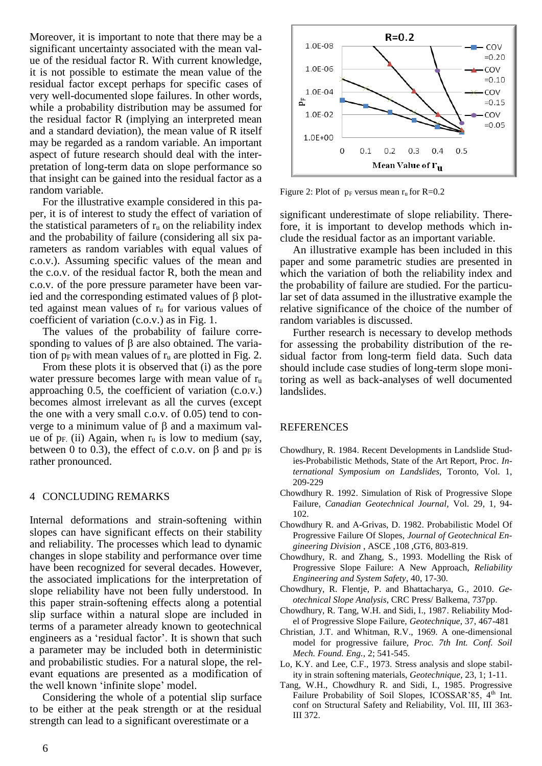Moreover, it is important to note that there may be a significant uncertainty associated with the mean value of the residual factor R. With current knowledge, it is not possible to estimate the mean value of the residual factor except perhaps for specific cases of very well-documented slope failures. In other words, while a probability distribution may be assumed for the residual factor R (implying an interpreted mean and a standard deviation), the mean value of R itself may be regarded as a random variable. An important aspect of future research should deal with the interpretation of long-term data on slope performance so that insight can be gained into the residual factor as a random variable.

For the illustrative example considered in this paper, it is of interest to study the effect of variation of the statistical parameters of $r_u$ on the reliability index and the probability of failure (considering all six parameters as random variables with equal values of c.o.v.). Assuming specific values of the mean and the c.o.v. of the residual factor R, both the mean and c.o.v. of the pore pressure parameter have been varied and the corresponding estimated values of $\beta$ plotted against mean values of $r_u$ for various values of coefficient of variation (c.o.v.) as in Fig. 1.

The values of the probability of failure corresponding to values of $\beta$ are also obtained. The variation of $p_F$ with mean values of $r_u$ are plotted in Fig. 2.

From these plots it is observed that (i) as the pore water pressure becomes large with mean value of $r_u$ approaching 0.5, the coefficient of variation (c.o.v.) becomes almost irrelevant as all the curves (except the one with a very small c.o.v. of 0.05) tend to converge to a minimum value of $\beta$ and a maximum value of $p_F$. (ii) Again, when $r_u$ is low to medium (say, between 0 to 0.3), the effect of c.o.v. on $\beta$ and $p_F$ is rather pronounced.

## 4 CONCLUDING REMARKS

Internal deformations and strain-softening within slopes can have significant effects on their stability and reliability. The processes which lead to dynamic changes in slope stability and performance over time have been recognized for several decades. However, the associated implications for the interpretation of slope reliability have not been fully understood. In this paper strain-softening effects along a potential slip surface within a natural slope are included in terms of a parameter already known to geotechnical engineers as a 'residual factor'. It is shown that such a parameter may be included both in deterministic and probabilistic studies. For a natural slope, the relevant equations are presented as a modification of the well known 'infinite slope' model.

Considering the whole of a potential slip surface to be either at the peak strength or at the residual strength can lead to a significant overestimate or a significant underestimate of slope reliability. Therefore, it is important to develop methods which include the residual factor as an important variable.

An illustrative example has been included in this paper and some parametric studies are presented in which the variation of both the reliability index and the probability of failure are studied. For the particular set of data assumed in the illustrative example the relative significance of the choice of the number of random variables is discussed.

Further research is necessary to develop methods for assessing the probability distribution of the residual factor from long-term field data. Such data should include case studies of long-term slope monitoring as well as back-analyses of well documented landslides.

R=0.2

1.0E-08
1.0E-06
1.0E-04
1.0E-02
1.0E+00

$p_F$

0 0.1 0.2 0.3 0.4 0.5

Mean Value of $r_u$

COV =0.20
COV =0.10
COV =0.15
COV =0.05

Figure 2: Plot of $p_F$ versus mean $r_u$ for R=0.2

## REFERENCES

Chowdhury, R. 1984. Recent Developments in Landslide Studies-Probabilistic Methods, State of the Art Report, Proc. *International Symposium on Landslides*, Toronto, Vol. 1, 209-229

Chowdhury R. 1992. Simulation of Risk of Progressive Slope Failure, *Canadian Geotechnical Journal*, Vol. 29, 1, 94-102.

Chowdhury R. and A-Grivas, D. 1982. Probabilistic Model Of Progressive Failure Of Slopes, *Journal of Geotechnical Engineering Division* , ASCE ,108 ,GT6, 803-819.

Chowdhury, R. and Zhang, S., 1993. Modelling the Risk of Progressive Slope Failure: A New Approach, *Reliability Engineering and System Safety*, 40, 17-30.

Chowdhury, R. Flentje, P. and Bhattacharya, G., 2010. *Geotechnical Slope Analysis*, CRC Press/ Balkema, 737pp.

Chowdhury, R. Tang, W.H. and Sidi, I., 1987. Reliability Model of Progressive Slope Failure, *Geotechnique*, 37, 467-481

Christian, J.T. and Whitman, R.V., 1969. A one-dimensional model for progressive failure, *Proc. 7th Int. Conf. Soil Mech. Found. Eng.*, 2; 541-545.

Lo, K.Y. and Lee, C.F., 1973. Stress analysis and slope stability in strain softening materials, *Geotechnique*, 23, 1; 1-11.

Tang, W.H., Chowdhury R. and Sidi, I., 1985. Progressive Failure Probability of Soil Slopes, ICOSSAR'85, 4th Int. conf on Structural Safety and Reliability, Vol. III, III 363-III 372.